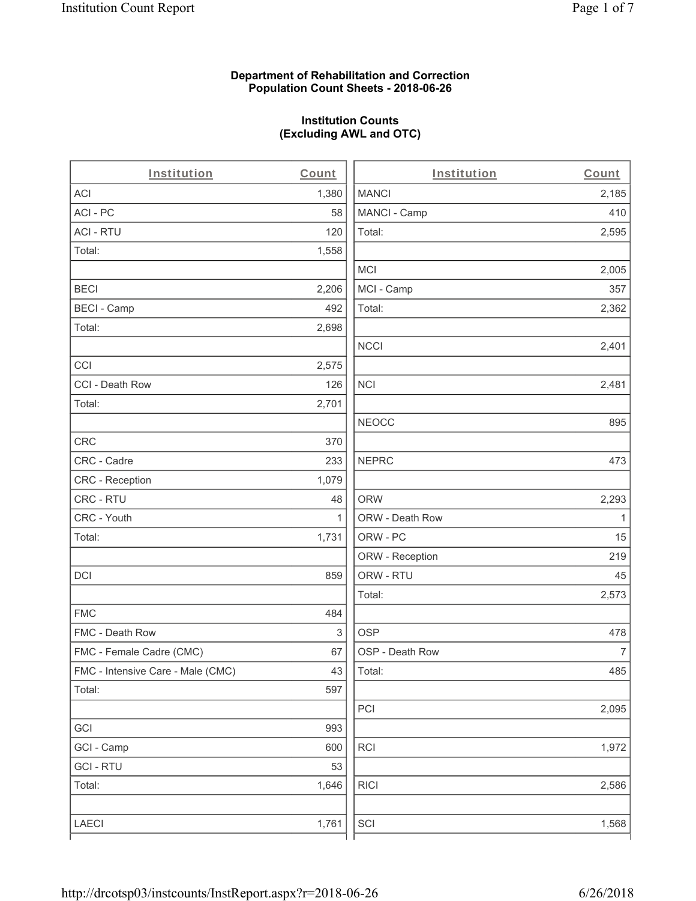**Department of Rehabilitation and Correction**
**Population Count Sheets - 2018-06-26**

**Institution Counts**
**(Excluding AWL and OTC)**

| Institution | Count |
|---|---|
| ACI | 1,380 |
| ACI - PC | 58 |
| ACI - RTU | 120 |
| Total: | 1,558 |
| | |
| BECI | 2,206 |
| BECI - Camp | 492 |
| Total: | 2,698 |
| | |
| CCI | 2,575 |
| CCI - Death Row | 126 |
| Total: | 2,701 |
| | |
| CRC | 370 |
| CRC - Cadre | 233 |
| CRC - Reception | 1,079 |
| CRC - RTU | 48 |
| CRC - Youth | 1 |
| Total: | 1,731 |
| | |
| DCI | 859 |
| | |
| FMC | 484 |
| FMC - Death Row | 3 |
| FMC - Female Cadre (CMC) | 67 |
| FMC - Intensive Care - Male (CMC) | 43 |
| Total: | 597 |
| | |
| GCI | 993 |
| GCI - Camp | 600 |
| GCI - RTU | 53 |
| Total: | 1,646 |
| | |
| LAECI | 1,761 |

| Institution | Count |
|---|---|
| MANCI | 2,185 |
| MANCI - Camp | 410 |
| Total: | 2,595 |
| | |
| MCI | 2,005 |
| MCI - Camp | 357 |
| Total: | 2,362 |
| | |
| NCCI | 2,401 |
| | |
| NCI | 2,481 |
| | |
| NEOCC | 895 |
| | |
| NEPRC | 473 |
| | |
| ORW | 2,293 |
| ORW - Death Row | 1 |
| ORW - PC | 15 |
| ORW - Reception | 219 |
| ORW - RTU | 45 |
| Total: | 2,573 |
| | |
| OSP | 478 |
| OSP - Death Row | 7 |
| Total: | 485 |
| | |
| PCI | 2,095 |
| | |
| RCI | 1,972 |
| | |
| RICI | 2,586 |
| | |
| SCI | 1,568 |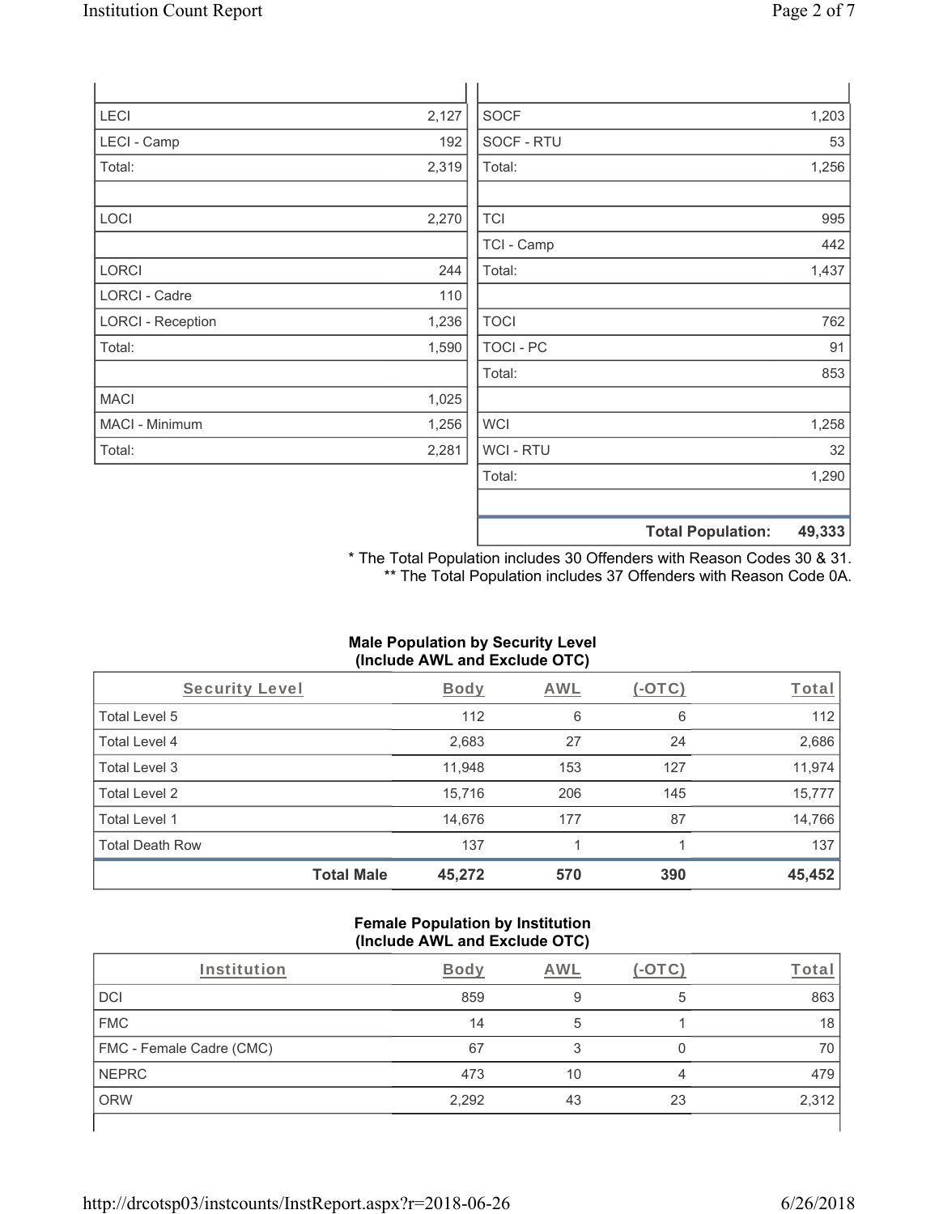| | |
|---|---|
| LECI | 2,127 |
| LECI - Camp | 192 |
| Total: | 2,319 |
| | |
| LOCI | 2,270 |
| | |
| LORCI | 244 |
| LORCI - Cadre | 110 |
| LORCI - Reception | 1,236 |
| Total: | 1,590 |
| | |
| MACI | 1,025 |
| MACI - Minimum | 1,256 |
| Total: | 2,281 |

| | |
|---|---|
| SOCF | 1,203 |
| SOCF - RTU | 53 |
| Total: | 1,256 |
| | |
| TCI | 995 |
| TCI - Camp | 442 |
| Total: | 1,437 |
| | |
| TOCI | 762 |
| TOCI - PC | 91 |
| Total: | 853 |
| | |
| WCI | 1,258 |
| WCI - RTU | 32 |
| Total: | 1,290 |
| | |
| **Total Population:** | **49,333** |

* The Total Population includes 30 Offenders with Reason Codes 30 & 31.
** The Total Population includes 37 Offenders with Reason Code 0A.

**Male Population by Security Level (Include AWL and Exclude OTC)**

| Security Level | Body | AWL | (-OTC) | Total |
|---|---|---|---|---|
| Total Level 5 | 112 | 6 | 6 | 112 |
| Total Level 4 | 2,683 | 27 | 24 | 2,686 |
| Total Level 3 | 11,948 | 153 | 127 | 11,974 |
| Total Level 2 | 15,716 | 206 | 145 | 15,777 |
| Total Level 1 | 14,676 | 177 | 87 | 14,766 |
| Total Death Row | 137 | 1 | 1 | 137 |
| **Total Male** | **45,272** | **570** | **390** | **45,452** |

**Female Population by Institution (Include AWL and Exclude OTC)**

| Institution | Body | AWL | (-OTC) | Total |
|---|---|---|---|---|
| DCI | 859 | 9 | 5 | 863 |
| FMC | 14 | 5 | 1 | 18 |
| FMC - Female Cadre (CMC) | 67 | 3 | 0 | 70 |
| NEPRC | 473 | 10 | 4 | 479 |
| ORW | 2,292 | 43 | 23 | 2,312 |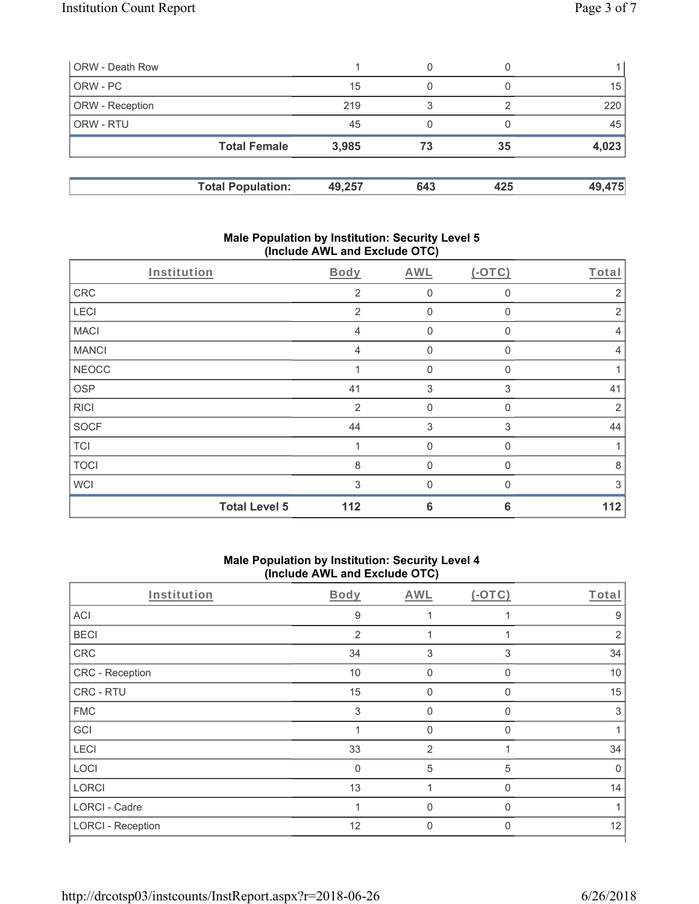| ORW - Death Row | 1 | 0 | 0 | 1 |
|---|---|---|---|---|
| ORW - PC | 15 | 0 | 0 | 15 |
| ORW - Reception | 219 | 3 | 2 | 220 |
| ORW - RTU | 45 | 0 | 0 | 45 |
| **Total Female** | **3,985** | **73** | **35** | **4,023** |

| **Total Population:** | **49,257** | **643** | **425** | **49,475** |
|---|---|---|---|---|

## Male Population by Institution: Security Level 5 (Include AWL and Exclude OTC)

| Institution | Body | AWL | (-OTC) | Total |
|---|---|---|---|---|
| CRC | 2 | 0 | 0 | 2 |
| LECI | 2 | 0 | 0 | 2 |
| MACI | 4 | 0 | 0 | 4 |
| MANCI | 4 | 0 | 0 | 4 |
| NEOCC | 1 | 0 | 0 | 1 |
| OSP | 41 | 3 | 3 | 41 |
| RICI | 2 | 0 | 0 | 2 |
| SOCF | 44 | 3 | 3 | 44 |
| TCI | 1 | 0 | 0 | 1 |
| TOCI | 8 | 0 | 0 | 8 |
| WCI | 3 | 0 | 0 | 3 |
| **Total Level 5** | **112** | **6** | **6** | **112** |

## Male Population by Institution: Security Level 4 (Include AWL and Exclude OTC)

| Institution | Body | AWL | (-OTC) | Total |
|---|---|---|---|---|
| ACI | 9 | 1 | 1 | 9 |
| BECI | 2 | 1 | 1 | 2 |
| CRC | 34 | 3 | 3 | 34 |
| CRC - Reception | 10 | 0 | 0 | 10 |
| CRC - RTU | 15 | 0 | 0 | 15 |
| FMC | 3 | 0 | 0 | 3 |
| GCI | 1 | 0 | 0 | 1 |
| LECI | 33 | 2 | 1 | 34 |
| LOCI | 0 | 5 | 5 | 0 |
| LORCI | 13 | 1 | 0 | 14 |
| LORCI - Cadre | 1 | 0 | 0 | 1 |
| LORCI - Reception | 12 | 0 | 0 | 12 |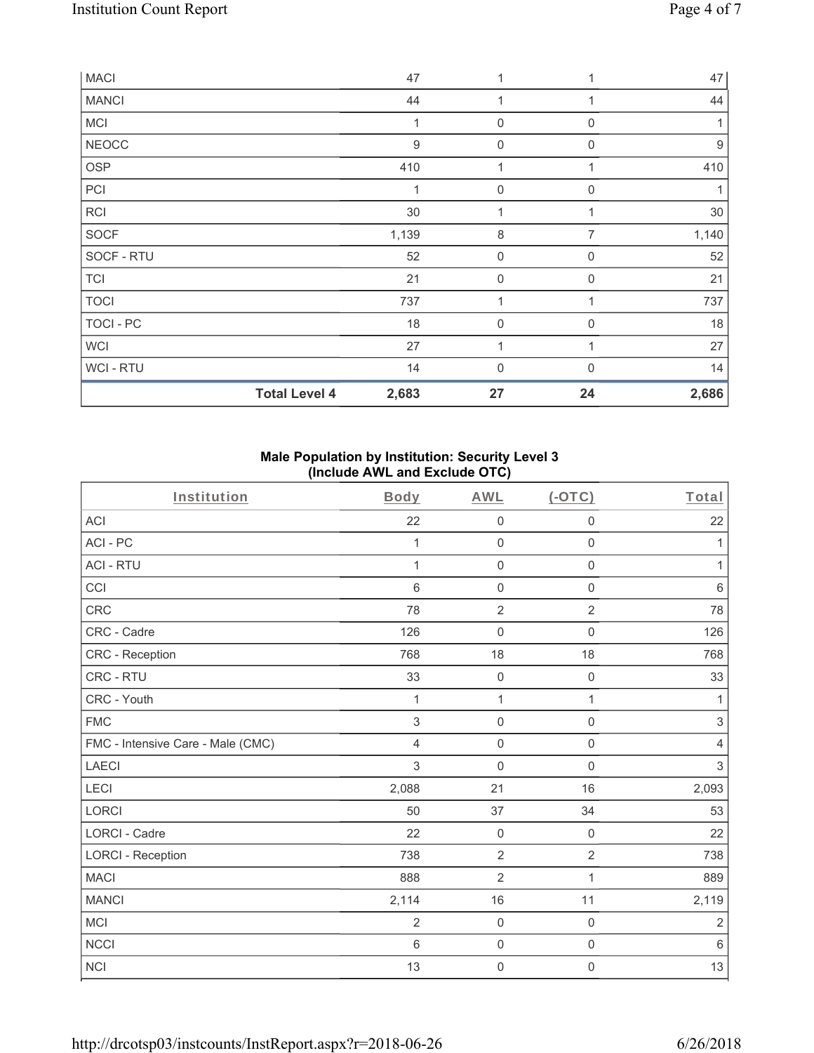| MACI | | 47 | 1 | 1 | 47 |
|---|---|---|---|---|---|
| MANCI | | 44 | 1 | 1 | 44 |
| MCI | | 1 | 0 | 0 | 1 |
| NEOCC | | 9 | 0 | 0 | 9 |
| OSP | | 410 | 1 | 1 | 410 |
| PCI | | 1 | 0 | 0 | 1 |
| RCI | | 30 | 1 | 1 | 30 |
| SOCF | | 1,139 | 8 | 7 | 1,140 |
| SOCF - RTU | | 52 | 0 | 0 | 52 |
| TCI | | 21 | 0 | 0 | 21 |
| TOCI | | 737 | 1 | 1 | 737 |
| TOCI - PC | | 18 | 0 | 0 | 18 |
| WCI | | 27 | 1 | 1 | 27 |
| WCI - RTU | | 14 | 0 | 0 | 14 |
| | **Total Level 4** | **2,683** | **27** | **24** | **2,686** |

**Male Population by Institution: Security Level 3 (Include AWL and Exclude OTC)**

| Institution | Body | AWL | (-OTC) | Total |
|---|---|---|---|---|
| ACI | 22 | 0 | 0 | 22 |
| ACI - PC | 1 | 0 | 0 | 1 |
| ACI - RTU | 1 | 0 | 0 | 1 |
| CCI | 6 | 0 | 0 | 6 |
| CRC | 78 | 2 | 2 | 78 |
| CRC - Cadre | 126 | 0 | 0 | 126 |
| CRC - Reception | 768 | 18 | 18 | 768 |
| CRC - RTU | 33 | 0 | 0 | 33 |
| CRC - Youth | 1 | 1 | 1 | 1 |
| FMC | 3 | 0 | 0 | 3 |
| FMC - Intensive Care - Male (CMC) | 4 | 0 | 0 | 4 |
| LAECI | 3 | 0 | 0 | 3 |
| LECI | 2,088 | 21 | 16 | 2,093 |
| LORCI | 50 | 37 | 34 | 53 |
| LORCI - Cadre | 22 | 0 | 0 | 22 |
| LORCI - Reception | 738 | 2 | 2 | 738 |
| MACI | 888 | 2 | 1 | 889 |
| MANCI | 2,114 | 16 | 11 | 2,119 |
| MCI | 2 | 0 | 0 | 2 |
| NCCI | 6 | 0 | 0 | 6 |
| NCI | 13 | 0 | 0 | 13 |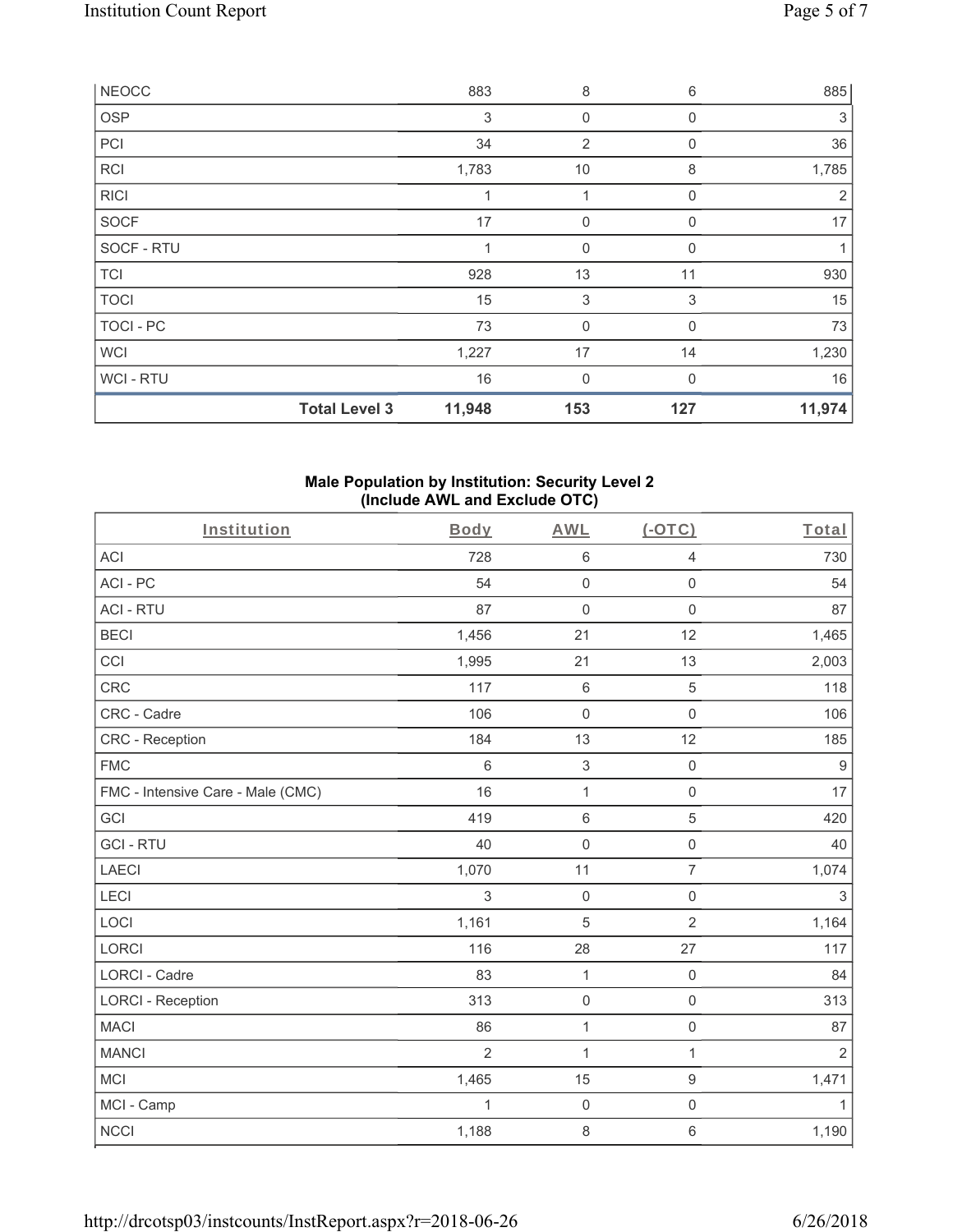| NEOCC | | 883 | 8 | 6 | 885 |
|---|---|---|---|---|---|
| OSP | | 3 | 0 | 0 | 3 |
| PCI | | 34 | 2 | 0 | 36 |
| RCI | | 1,783 | 10 | 8 | 1,785 |
| RICI | | 1 | 1 | 0 | 2 |
| SOCF | | 17 | 0 | 0 | 17 |
| SOCF - RTU | | 1 | 0 | 0 | 1 |
| TCI | | 928 | 13 | 11 | 930 |
| TOCI | | 15 | 3 | 3 | 15 |
| TOCI - PC | | 73 | 0 | 0 | 73 |
| WCI | | 1,227 | 17 | 14 | 1,230 |
| WCI - RTU | | 16 | 0 | 0 | 16 |
| | **Total Level 3** | **11,948** | **153** | **127** | **11,974** |

**Male Population by Institution: Security Level 2 (Include AWL and Exclude OTC)**

| Institution | Body | AWL | (-OTC) | Total |
|---|---|---|---|---|
| ACI | 728 | 6 | 4 | 730 |
| ACI - PC | 54 | 0 | 0 | 54 |
| ACI - RTU | 87 | 0 | 0 | 87 |
| BECI | 1,456 | 21 | 12 | 1,465 |
| CCI | 1,995 | 21 | 13 | 2,003 |
| CRC | 117 | 6 | 5 | 118 |
| CRC - Cadre | 106 | 0 | 0 | 106 |
| CRC - Reception | 184 | 13 | 12 | 185 |
| FMC | 6 | 3 | 0 | 9 |
| FMC - Intensive Care - Male (CMC) | 16 | 1 | 0 | 17 |
| GCI | 419 | 6 | 5 | 420 |
| GCI - RTU | 40 | 0 | 0 | 40 |
| LAECI | 1,070 | 11 | 7 | 1,074 |
| LECI | 3 | 0 | 0 | 3 |
| LOCI | 1,161 | 5 | 2 | 1,164 |
| LORCI | 116 | 28 | 27 | 117 |
| LORCI - Cadre | 83 | 1 | 0 | 84 |
| LORCI - Reception | 313 | 0 | 0 | 313 |
| MACI | 86 | 1 | 0 | 87 |
| MANCI | 2 | 1 | 1 | 2 |
| MCI | 1,465 | 15 | 9 | 1,471 |
| MCI - Camp | 1 | 0 | 0 | 1 |
| NCCI | 1,188 | 8 | 6 | 1,190 |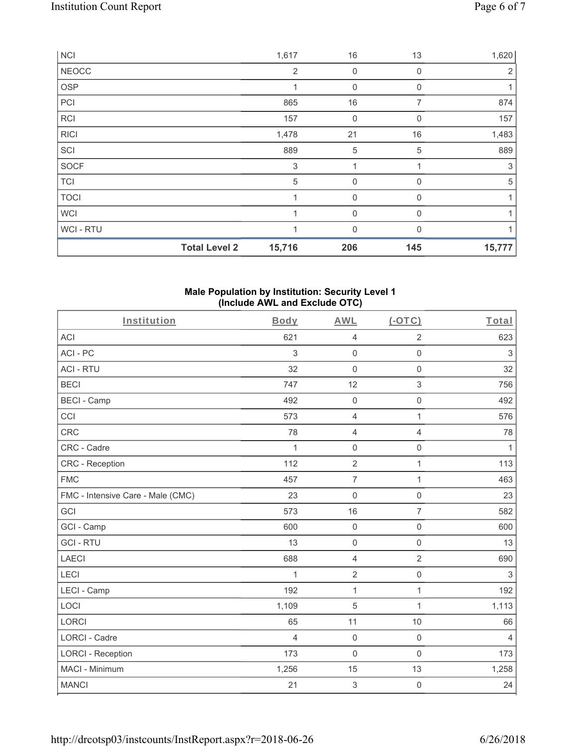| | Body | AWL | (-OTC) | Total |
|---|---|---|---|---|
| NCI | 1,617 | 16 | 13 | 1,620 |
| NEOCC | 2 | 0 | 0 | 2 |
| OSP | 1 | 0 | 0 | 1 |
| PCI | 865 | 16 | 7 | 874 |
| RCI | 157 | 0 | 0 | 157 |
| RICI | 1,478 | 21 | 16 | 1,483 |
| SCI | 889 | 5 | 5 | 889 |
| SOCF | 3 | 1 | 1 | 3 |
| TCI | 5 | 0 | 0 | 5 |
| TOCI | 1 | 0 | 0 | 1 |
| WCI | 1 | 0 | 0 | 1 |
| WCI - RTU | 1 | 0 | 0 | 1 |
| **Total Level 2** | **15,716** | **206** | **145** | **15,777** |

## Male Population by Institution: Security Level 1 (Include AWL and Exclude OTC)

| Institution | Body | AWL | (-OTC) | Total |
|---|---|---|---|---|
| ACI | 621 | 4 | 2 | 623 |
| ACI - PC | 3 | 0 | 0 | 3 |
| ACI - RTU | 32 | 0 | 0 | 32 |
| BECI | 747 | 12 | 3 | 756 |
| BECI - Camp | 492 | 0 | 0 | 492 |
| CCI | 573 | 4 | 1 | 576 |
| CRC | 78 | 4 | 4 | 78 |
| CRC - Cadre | 1 | 0 | 0 | 1 |
| CRC - Reception | 112 | 2 | 1 | 113 |
| FMC | 457 | 7 | 1 | 463 |
| FMC - Intensive Care - Male (CMC) | 23 | 0 | 0 | 23 |
| GCI | 573 | 16 | 7 | 582 |
| GCI - Camp | 600 | 0 | 0 | 600 |
| GCI - RTU | 13 | 0 | 0 | 13 |
| LAECI | 688 | 4 | 2 | 690 |
| LECI | 1 | 2 | 0 | 3 |
| LECI - Camp | 192 | 1 | 1 | 192 |
| LOCI | 1,109 | 5 | 1 | 1,113 |
| LORCI | 65 | 11 | 10 | 66 |
| LORCI - Cadre | 4 | 0 | 0 | 4 |
| LORCI - Reception | 173 | 0 | 0 | 173 |
| MACI - Minimum | 1,256 | 15 | 13 | 1,258 |
| MANCI | 21 | 3 | 0 | 24 |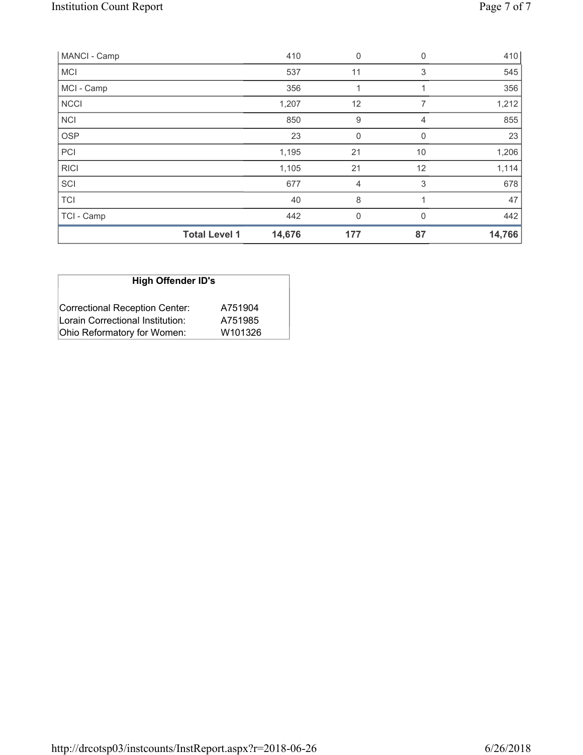| | | | | |
|---|---|---|---|---|
| MANCI - Camp | 410 | 0 | 0 | 410 |
| MCI | 537 | 11 | 3 | 545 |
| MCI - Camp | 356 | 1 | 1 | 356 |
| NCCI | 1,207 | 12 | 7 | 1,212 |
| NCI | 850 | 9 | 4 | 855 |
| OSP | 23 | 0 | 0 | 23 |
| PCI | 1,195 | 21 | 10 | 1,206 |
| RICI | 1,105 | 21 | 12 | 1,114 |
| SCI | 677 | 4 | 3 | 678 |
| TCI | 40 | 8 | 1 | 47 |
| TCI - Camp | 442 | 0 | 0 | 442 |
| **Total Level 1** | **14,676** | **177** | **87** | **14,766** |

| **High Offender ID's** | |
|---|---|
| Correctional Reception Center: | A751904 |
| Lorain Correctional Institution: | A751985 |
| Ohio Reformatory for Women: | W101326 |